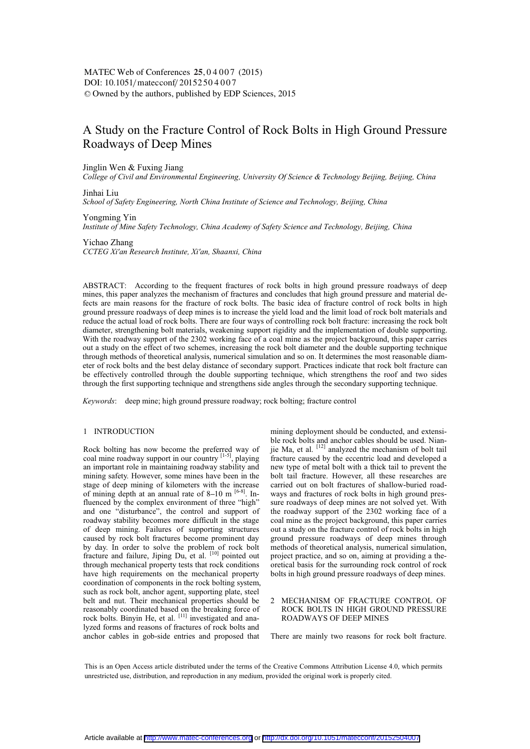# A Study on the Fracture Control of Rock Bolts in High Ground Pressure Roadways of Deep Mines

Jinglin Wen & Fuxing Jiang
*College of Civil and Environmental Engineering, University Of Science & Technology Beijing, Beijing, China*

Jinhai Liu
*School of Safety Engineering, North China Institute of Science and Technology, Beijing, China*

Yongming Yin
*Institute of Mine Safety Technology, China Academy of Safety Science and Technology, Beijing, China*

Yichao Zhang
*CCTEG Xi'an Research Institute, Xi'an, Shaanxi, China*

ABSTRACT: According to the frequent fractures of rock bolts in high ground pressure roadways of deep mines, this paper analyzes the mechanism of fractures and concludes that high ground pressure and material defects are main reasons for the fracture of rock bolts. The basic idea of fracture control of rock bolts in high ground pressure roadways of deep mines is to increase the yield load and the limit load of rock bolt materials and reduce the actual load of rock bolts. There are four ways of controlling rock bolt fracture: increasing the rock bolt diameter, strengthening bolt materials, weakening support rigidity and the implementation of double supporting. With the roadway support of the 2302 working face of a coal mine as the project background, this paper carries out a study on the effect of two schemes, increasing the rock bolt diameter and the double supporting technique through methods of theoretical analysis, numerical simulation and so on. It determines the most reasonable diameter of rock bolts and the best delay distance of secondary support. Practices indicate that rock bolt fracture can be effectively controlled through the double supporting technique, which strengthens the roof and two sides through the first supporting technique and strengthens side angles through the secondary supporting technique.

*Keywords*: deep mine; high ground pressure roadway; rock bolting; fracture control

## 1 INTRODUCTION

Rock bolting has now become the preferred way of coal mine roadway support in our country [1-5], playing an important role in maintaining roadway stability and mining safety. However, some mines have been in the stage of deep mining of kilometers with the increase of mining depth at an annual rate of 8–10 m [6-8]. Influenced by the complex environment of three "high" and one "disturbance", the control and support of roadway stability becomes more difficult in the stage of deep mining. Failures of supporting structures caused by rock bolt fractures become prominent day by day. In order to solve the problem of rock bolt fracture and failure, Jiping Du, et al. [10] pointed out through mechanical property tests that rock conditions have high requirements on the mechanical property coordination of components in the rock bolting system, such as rock bolt, anchor agent, supporting plate, steel belt and nut. Their mechanical properties should be reasonably coordinated based on the breaking force of rock bolts. Binyin He, et al. [11] investigated and analyzed forms and reasons of fractures of rock bolts and anchor cables in gob-side entries and proposed that mining deployment should be conducted, and extensible rock bolts and anchor cables should be used. Nianjie Ma, et al. [12] analyzed the mechanism of bolt tail fracture caused by the eccentric load and developed a new type of metal bolt with a thick tail to prevent the bolt tail fracture. However, all these researches are carried out on bolt fractures of shallow-buried roadways and fractures of rock bolts in high ground pressure roadways of deep mines are not solved yet. With the roadway support of the 2302 working face of a coal mine as the project background, this paper carries out a study on the fracture control of rock bolts in high ground pressure roadways of deep mines through methods of theoretical analysis, numerical simulation, project practice, and so on, aiming at providing a theoretical basis for the surrounding rock control of rock bolts in high ground pressure roadways of deep mines.

## 2 MECHANISM OF FRACTURE CONTROL OF ROCK BOLTS IN HIGH GROUND PRESSURE ROADWAYS OF DEEP MINES

There are mainly two reasons for rock bolt fracture.

This is an Open Access article distributed under the terms of the Creative Commons Attribution License 4.0, which permits unrestricted use, distribution, and reproduction in any medium, provided the original work is properly cited.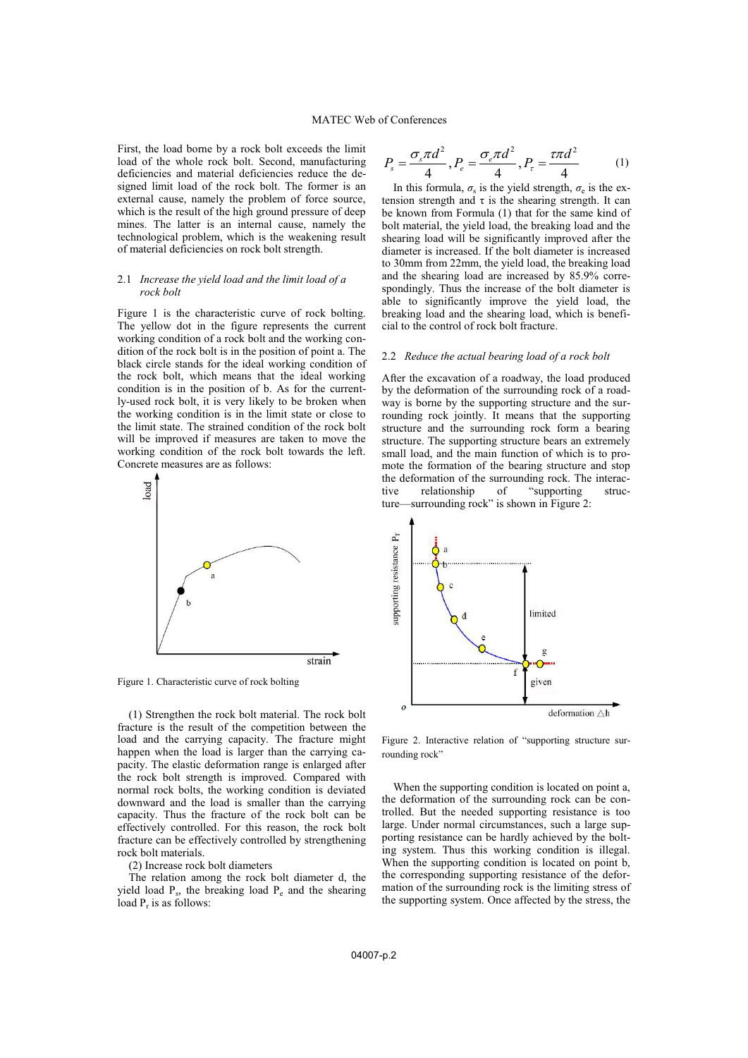First, the load borne by a rock bolt exceeds the limit load of the whole rock bolt. Second, manufacturing deficiencies and material deficiencies reduce the designed limit load of the rock bolt. The former is an external cause, namely the problem of force source, which is the result of the high ground pressure of deep mines. The latter is an internal cause, namely the technological problem, which is the weakening result of material deficiencies on rock bolt strength.

### 2.1 *Increase the yield load and the limit load of a rock bolt*

Figure 1 is the characteristic curve of rock bolting. The yellow dot in the figure represents the current working condition of a rock bolt and the working condition of the rock bolt is in the position of point a. The black circle stands for the ideal working condition of the rock bolt, which means that the ideal working condition is in the position of b. As for the currently-used rock bolt, it is very likely to be broken when the working condition is in the limit state or close to the limit state. The strained condition of the rock bolt will be improved if measures are taken to move the working condition of the rock bolt towards the left. Concrete measures are as follows:

Figure 1. Characteristic curve of rock bolting

(1) Strengthen the rock bolt material. The rock bolt fracture is the result of the competition between the load and the carrying capacity. The fracture might happen when the load is larger than the carrying capacity. The elastic deformation range is enlarged after the rock bolt strength is improved. Compared with normal rock bolts, the working condition is deviated downward and the load is smaller than the carrying capacity. Thus the fracture of the rock bolt can be effectively controlled. For this reason, the rock bolt fracture can be effectively controlled by strengthening rock bolt materials.

(2) Increase rock bolt diameters

The relation among the rock bolt diameter d, the yield load $P_s$, the breaking load $P_e$ and the shearing load $P_\tau$ is as follows:

$$P_s = \frac{\sigma_s \pi d^2}{4}, P_e = \frac{\sigma_e \pi d^2}{4}, P_\tau = \frac{\tau \pi d^2}{4} \tag{1}$$

In this formula, $\sigma_s$ is the yield strength, $\sigma_e$ is the extension strength and $\tau$ is the shearing strength. It can be known from Formula (1) that for the same kind of bolt material, the yield load, the breaking load and the shearing load will be significantly improved after the diameter is increased. If the bolt diameter is increased to 30mm from 22mm, the yield load, the breaking load and the shearing load are increased by 85.9% correspondingly. Thus the increase of the bolt diameter is able to significantly improve the yield load, the breaking load and the shearing load, which is beneficial to the control of rock bolt fracture.

### 2.2 *Reduce the actual bearing load of a rock bolt*

After the excavation of a roadway, the load produced by the deformation of the surrounding rock of a roadway is borne by the supporting structure and the surrounding rock jointly. It means that the supporting structure and the surrounding rock form a bearing structure. The supporting structure bears an extremely small load, and the main function of which is to promote the formation of the bearing structure and stop the deformation of the surrounding rock. The interactive relationship of "supporting structure—surrounding rock" is shown in Figure 2:

Figure 2. Interactive relation of "supporting structure surrounding rock"

When the supporting condition is located on point a, the deformation of the surrounding rock can be controlled. But the needed supporting resistance is too large. Under normal circumstances, such a large supporting resistance can be hardly achieved by the bolting system. Thus this working condition is illegal. When the supporting condition is located on point b, the corresponding supporting resistance of the deformation of the surrounding rock is the limiting stress of the supporting system. Once affected by the stress, the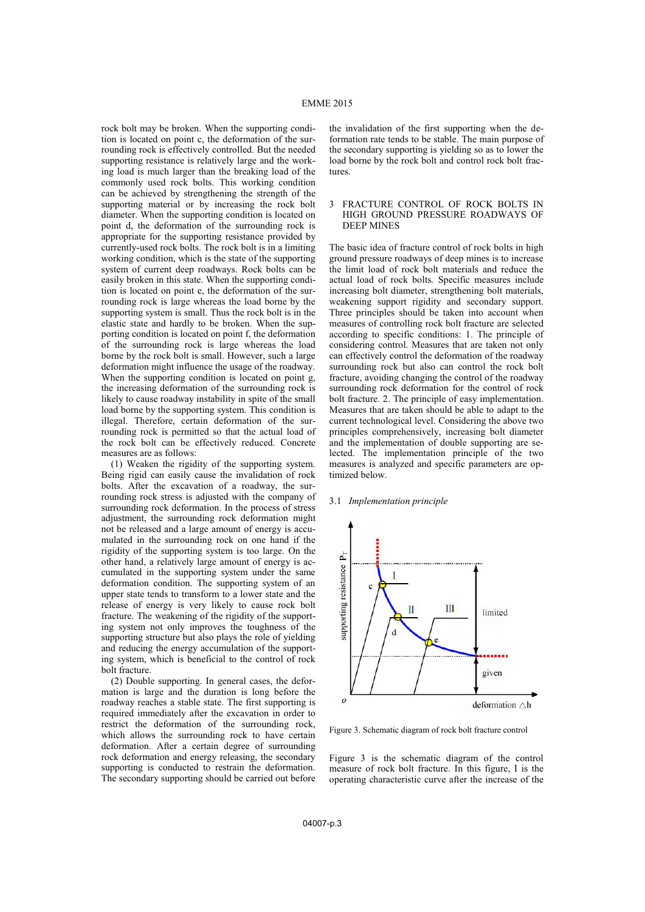rock bolt may be broken. When the supporting condition is located on point c, the deformation of the surrounding rock is effectively controlled. But the needed supporting resistance is relatively large and the working load is much larger than the breaking load of the commonly used rock bolts. This working condition can be achieved by strengthening the strength of the supporting material or by increasing the rock bolt diameter. When the supporting condition is located on point d, the deformation of the surrounding rock is appropriate for the supporting resistance provided by currently-used rock bolts. The rock bolt is in a limiting working condition, which is the state of the supporting system of current deep roadways. Rock bolts can be easily broken in this state. When the supporting condition is located on point e, the deformation of the surrounding rock is large whereas the load borne by the supporting system is small. Thus the rock bolt is in the elastic state and hardly to be broken. When the supporting condition is located on point f, the deformation of the surrounding rock is large whereas the load borne by the rock bolt is small. However, such a large deformation might influence the usage of the roadway. When the supporting condition is located on point g, the increasing deformation of the surrounding rock is likely to cause roadway instability in spite of the small load borne by the supporting system. This condition is illegal. Therefore, certain deformation of the surrounding rock is permitted so that the actual load of the rock bolt can be effectively reduced. Concrete measures are as follows:

(1) Weaken the rigidity of the supporting system. Being rigid can easily cause the invalidation of rock bolts. After the excavation of a roadway, the surrounding rock stress is adjusted with the company of surrounding rock deformation. In the process of stress adjustment, the surrounding rock deformation might not be released and a large amount of energy is accumulated in the surrounding rock on one hand if the rigidity of the supporting system is too large. On the other hand, a relatively large amount of energy is accumulated in the supporting system under the same deformation condition. The supporting system of an upper state tends to transform to a lower state and the release of energy is very likely to cause rock bolt fracture. The weakening of the rigidity of the supporting system not only improves the toughness of the supporting structure but also plays the role of yielding and reducing the energy accumulation of the supporting system, which is beneficial to the control of rock bolt fracture.

(2) Double supporting. In general cases, the deformation is large and the duration is long before the roadway reaches a stable state. The first supporting is required immediately after the excavation in order to restrict the deformation of the surrounding rock, which allows the surrounding rock to have certain deformation. After a certain degree of surrounding rock deformation and energy releasing, the secondary supporting is conducted to restrain the deformation. The secondary supporting should be carried out before the invalidation of the first supporting when the deformation rate tends to be stable. The main purpose of the secondary supporting is yielding so as to lower the load borne by the rock bolt and control rock bolt fractures.

## 3 FRACTURE CONTROL OF ROCK BOLTS IN HIGH GROUND PRESSURE ROADWAYS OF DEEP MINES

The basic idea of fracture control of rock bolts in high ground pressure roadways of deep mines is to increase the limit load of rock bolt materials and reduce the actual load of rock bolts. Specific measures include increasing bolt diameter, strengthening bolt materials, weakening support rigidity and secondary support. Three principles should be taken into account when measures of controlling rock bolt fracture are selected according to specific conditions: 1. The principle of considering control. Measures that are taken not only can effectively control the deformation of the roadway surrounding rock but also can control the rock bolt fracture, avoiding changing the control of the roadway surrounding rock deformation for the control of rock bolt fracture. 2. The principle of easy implementation. Measures that are taken should be able to adapt to the current technological level. Considering the above two principles comprehensively, increasing bolt diameter and the implementation of double supporting are selected. The implementation principle of the two measures is analyzed and specific parameters are optimized below.

### 3.1 *Implementation principle*

supporting resistance $P_T$
I
II
III
c
d
e
limited
given
o
deformation $\triangle$h

Figure 3. Schematic diagram of rock bolt fracture control

Figure 3 is the schematic diagram of the control measure of rock bolt fracture. In this figure, I is the operating characteristic curve after the increase of the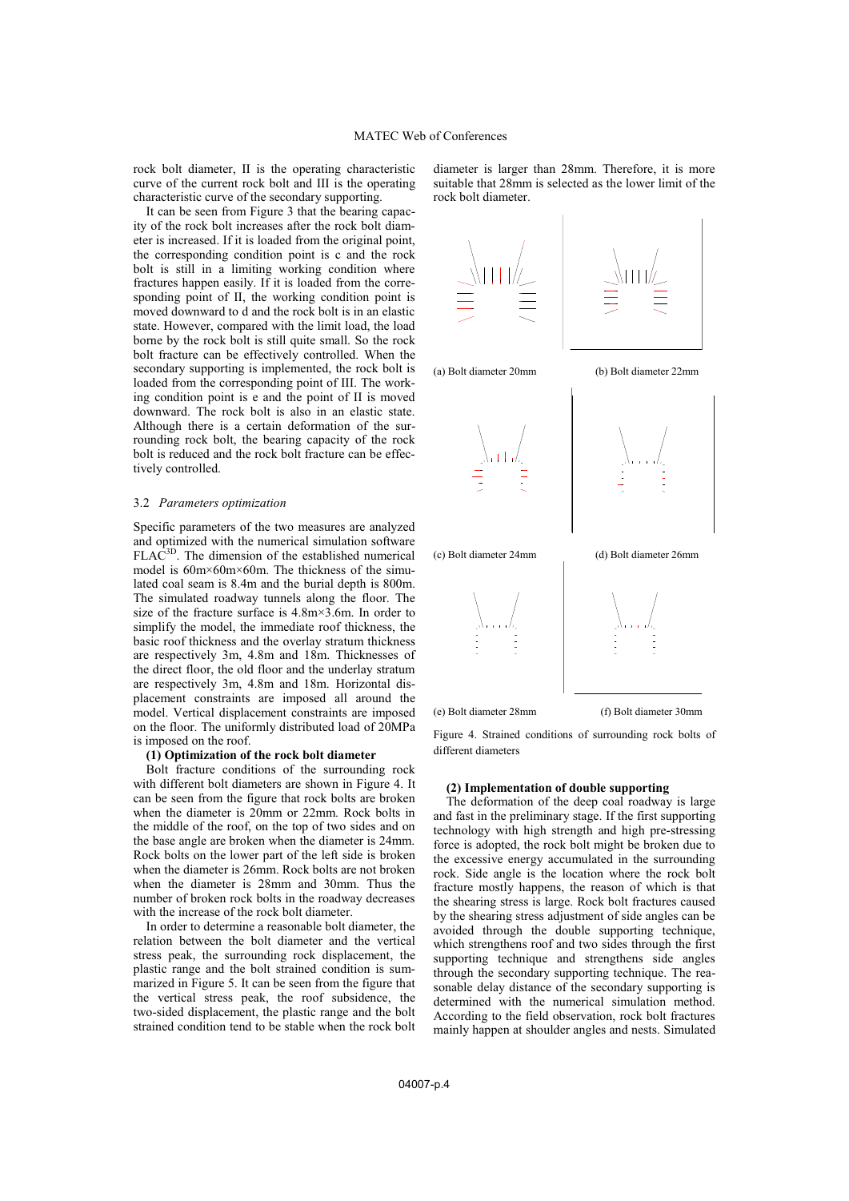rock bolt diameter, II is the operating characteristic curve of the current rock bolt and III is the operating characteristic curve of the secondary supporting.

It can be seen from Figure 3 that the bearing capacity of the rock bolt increases after the rock bolt diameter is increased. If it is loaded from the original point, the corresponding condition point is c and the rock bolt is still in a limiting working condition where fractures happen easily. If it is loaded from the corresponding point of II, the working condition point is moved downward to d and the rock bolt is in an elastic state. However, compared with the limit load, the load borne by the rock bolt is still quite small. So the rock bolt fracture can be effectively controlled. When the secondary supporting is implemented, the rock bolt is loaded from the corresponding point of III. The working condition point is e and the point of II is moved downward. The rock bolt is also in an elastic state. Although there is a certain deformation of the surrounding rock bolt, the bearing capacity of the rock bolt is reduced and the rock bolt fracture can be effectively controlled.

### 3.2 *Parameters optimization*

Specific parameters of the two measures are analyzed and optimized with the numerical simulation software FLAC$^{3D}$. The dimension of the established numerical model is 60m×60m×60m. The thickness of the simulated coal seam is 8.4m and the burial depth is 800m. The simulated roadway tunnels along the floor. The size of the fracture surface is 4.8m×3.6m. In order to simplify the model, the immediate roof thickness, the basic roof thickness and the overlay stratum thickness are respectively 3m, 4.8m and 18m. Thicknesses of the direct floor, the old floor and the underlay stratum are respectively 3m, 4.8m and 18m. Horizontal displacement constraints are imposed all around the model. Vertical displacement constraints are imposed on the floor. The uniformly distributed load of 20MPa is imposed on the roof.

**(1) Optimization of the rock bolt diameter**

Bolt fracture conditions of the surrounding rock with different bolt diameters are shown in Figure 4. It can be seen from the figure that rock bolts are broken when the diameter is 20mm or 22mm. Rock bolts in the middle of the roof, on the top of two sides and on the base angle are broken when the diameter is 24mm. Rock bolts on the lower part of the left side is broken when the diameter is 26mm. Rock bolts are not broken when the diameter is 28mm and 30mm. Thus the number of broken rock bolts in the roadway decreases with the increase of the rock bolt diameter.

In order to determine a reasonable bolt diameter, the relation between the bolt diameter and the vertical stress peak, the surrounding rock displacement, the plastic range and the bolt strained condition is summarized in Figure 5. It can be seen from the figure that the vertical stress peak, the roof subsidence, the two-sided displacement, the plastic range and the bolt strained condition tend to be stable when the rock bolt diameter is larger than 28mm. Therefore, it is more suitable that 28mm is selected as the lower limit of the rock bolt diameter.

(a) Bolt diameter 20mm (b) Bolt diameter 22mm

(c) Bolt diameter 24mm (d) Bolt diameter 26mm

(e) Bolt diameter 28mm (f) Bolt diameter 30mm

Figure 4. Strained conditions of surrounding rock bolts of different diameters

**(2) Implementation of double supporting**

The deformation of the deep coal roadway is large and fast in the preliminary stage. If the first supporting technology with high strength and high pre-stressing force is adopted, the rock bolt might be broken due to the excessive energy accumulated in the surrounding rock. Side angle is the location where the rock bolt fracture mostly happens, the reason of which is that the shearing stress is large. Rock bolt fractures caused by the shearing stress adjustment of side angles can be avoided through the double supporting technique, which strengthens roof and two sides through the first supporting technique and strengthens side angles through the secondary supporting technique. The reasonable delay distance of the secondary supporting is determined with the numerical simulation method. According to the field observation, rock bolt fractures mainly happen at shoulder angles and nests. Simulated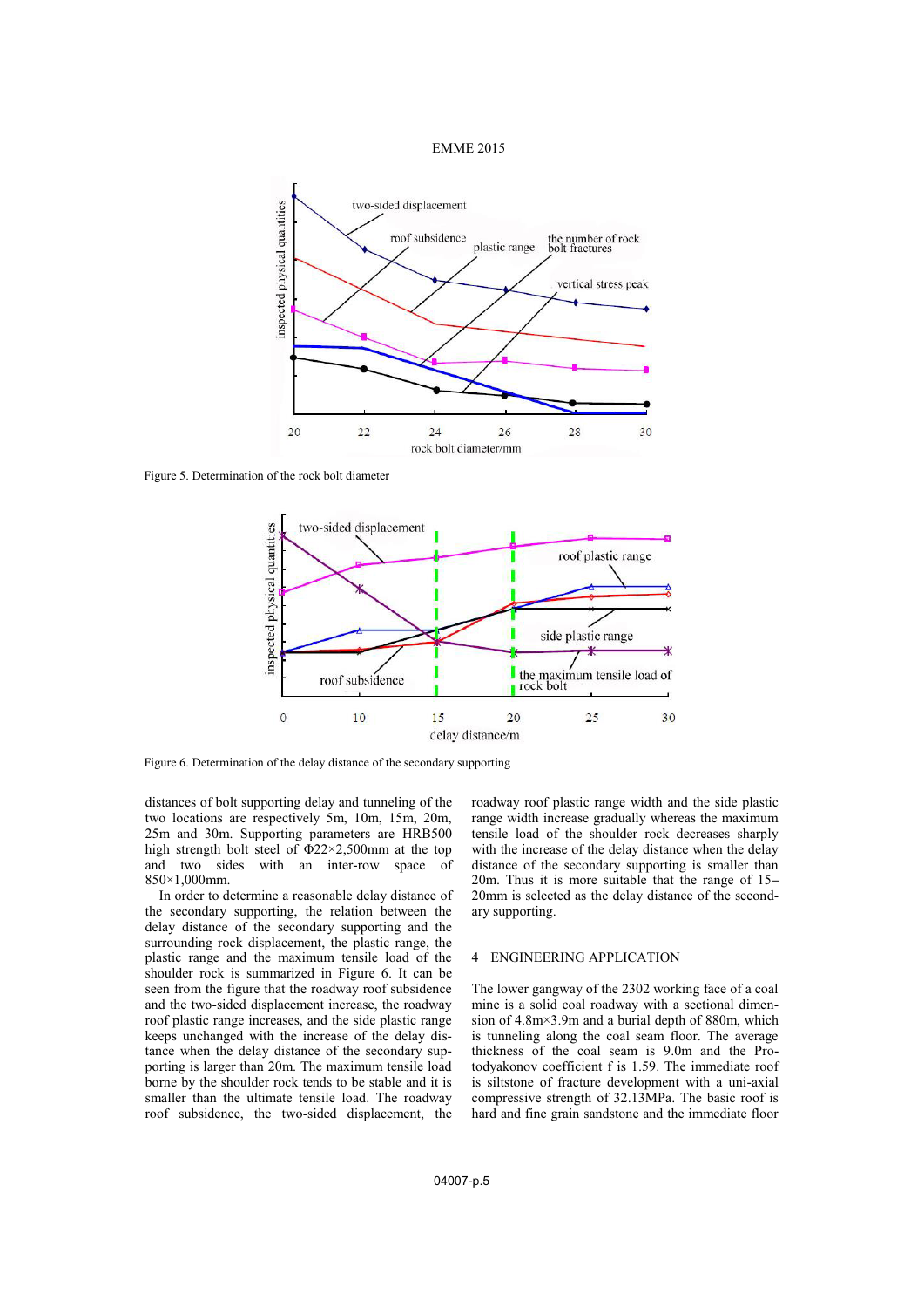Figure 5. Determination of the rock bolt diameter

Figure 6. Determination of the delay distance of the secondary supporting

distances of bolt supporting delay and tunneling of the two locations are respectively 5m, 10m, 15m, 20m, 25m and 30m. Supporting parameters are HRB500 high strength bolt steel of Φ22×2,500mm at the top and two sides with an inter-row space of 850×1,000mm.

In order to determine a reasonable delay distance of the secondary supporting, the relation between the delay distance of the secondary supporting and the surrounding rock displacement, the plastic range, the plastic range and the maximum tensile load of the shoulder rock is summarized in Figure 6. It can be seen from the figure that the roadway roof subsidence and the two-sided displacement increase, the roadway roof plastic range increases, and the side plastic range keeps unchanged with the increase of the delay distance when the delay distance of the secondary supporting is larger than 20m. The maximum tensile load borne by the shoulder rock tends to be stable and it is smaller than the ultimate tensile load. The roadway roof subsidence, the two-sided displacement, the roadway roof plastic range width and the side plastic range width increase gradually whereas the maximum tensile load of the shoulder rock decreases sharply with the increase of the delay distance when the delay distance of the secondary supporting is smaller than 20m. Thus it is more suitable that the range of 15–20mm is selected as the delay distance of the secondary supporting.

## 4 ENGINEERING APPLICATION

The lower gangway of the 2302 working face of a coal mine is a solid coal roadway with a sectional dimension of 4.8m×3.9m and a burial depth of 880m, which is tunneling along the coal seam floor. The average thickness of the coal seam is 9.0m and the Protodyakonov coefficient f is 1.59. The immediate roof is siltstone of fracture development with a uni-axial compressive strength of 32.13MPa. The basic roof is hard and fine grain sandstone and the immediate floor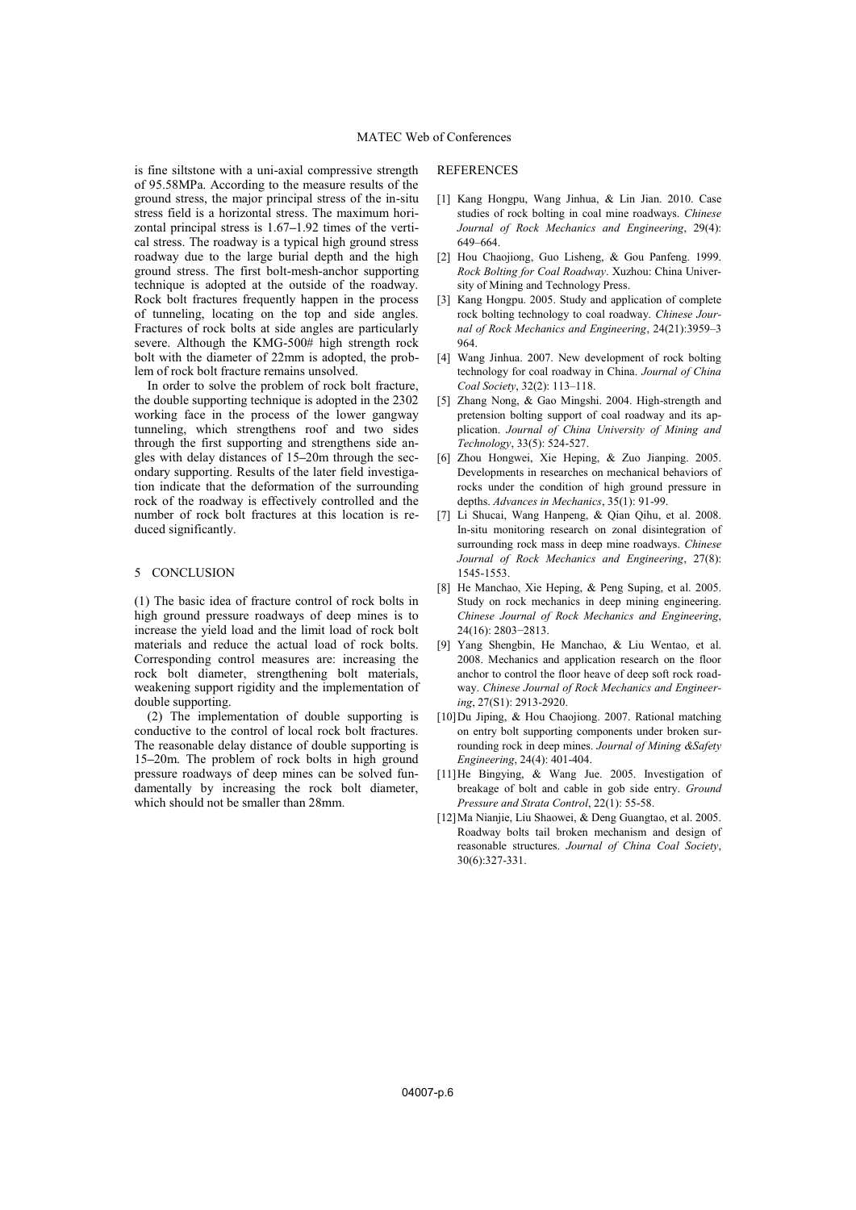is fine siltstone with a uni-axial compressive strength of 95.58MPa. According to the measure results of the ground stress, the major principal stress of the in-situ stress field is a horizontal stress. The maximum horizontal principal stress is 1.67–1.92 times of the vertical stress. The roadway is a typical high ground stress roadway due to the large burial depth and the high ground stress. The first bolt-mesh-anchor supporting technique is adopted at the outside of the roadway. Rock bolt fractures frequently happen in the process of tunneling, locating on the top and side angles. Fractures of rock bolts at side angles are particularly severe. Although the KMG-500# high strength rock bolt with the diameter of 22mm is adopted, the problem of rock bolt fracture remains unsolved.

In order to solve the problem of rock bolt fracture, the double supporting technique is adopted in the 2302 working face in the process of the lower gangway tunneling, which strengthens roof and two sides through the first supporting and strengthens side angles with delay distances of 15–20m through the secondary supporting. Results of the later field investigation indicate that the deformation of the surrounding rock of the roadway is effectively controlled and the number of rock bolt fractures at this location is reduced significantly.

## 5 CONCLUSION

(1) The basic idea of fracture control of rock bolts in high ground pressure roadways of deep mines is to increase the yield load and the limit load of rock bolt materials and reduce the actual load of rock bolts. Corresponding control measures are: increasing the rock bolt diameter, strengthening bolt materials, weakening support rigidity and the implementation of double supporting.

(2) The implementation of double supporting is conductive to the control of local rock bolt fractures. The reasonable delay distance of double supporting is 15–20m. The problem of rock bolts in high ground pressure roadways of deep mines can be solved fundamentally by increasing the rock bolt diameter, which should not be smaller than 28mm.

## REFERENCES

[1] Kang Hongpu, Wang Jinhua, & Lin Jian. 2010. Case studies of rock bolting in coal mine roadways. *Chinese Journal of Rock Mechanics and Engineering*, 29(4): 649–664.

[2] Hou Chaojiong, Guo Lisheng, & Gou Panfeng. 1999. *Rock Bolting for Coal Roadway*. Xuzhou: China University of Mining and Technology Press.

[3] Kang Hongpu. 2005. Study and application of complete rock bolting technology to coal roadway. *Chinese Journal of Rock Mechanics and Engineering*, 24(21):3959–3964.

[4] Wang Jinhua. 2007. New development of rock bolting technology for coal roadway in China. *Journal of China Coal Society*, 32(2): 113–118.

[5] Zhang Nong, & Gao Mingshi. 2004. High-strength and pretension bolting support of coal roadway and its application. *Journal of China University of Mining and Technology*, 33(5): 524-527.

[6] Zhou Hongwei, Xie Heping, & Zuo Jianping. 2005. Developments in researches on mechanical behaviors of rocks under the condition of high ground pressure in depths. *Advances in Mechanics*, 35(1): 91-99.

[7] Li Shucai, Wang Hanpeng, & Qian Qihu, et al. 2008. In-situ monitoring research on zonal disintegration of surrounding rock mass in deep mine roadways. *Chinese Journal of Rock Mechanics and Engineering*, 27(8): 1545-1553.

[8] He Manchao, Xie Heping, & Peng Suping, et al. 2005. Study on rock mechanics in deep mining engineering. *Chinese Journal of Rock Mechanics and Engineering*, 24(16): 2803−2813.

[9] Yang Shengbin, He Manchao, & Liu Wentao, et al. 2008. Mechanics and application research on the floor anchor to control the floor heave of deep soft rock roadway. *Chinese Journal of Rock Mechanics and Engineering*, 27(S1): 2913-2920.

[10] Du Jiping, & Hou Chaojiong. 2007. Rational matching on entry bolt supporting components under broken surrounding rock in deep mines. *Journal of Mining &Safety Engineering*, 24(4): 401-404.

[11] He Bingying, & Wang Jue. 2005. Investigation of breakage of bolt and cable in gob side entry. *Ground Pressure and Strata Control*, 22(1): 55-58.

[12] Ma Nianjie, Liu Shaowei, & Deng Guangtao, et al. 2005. Roadway bolts tail broken mechanism and design of reasonable structures. *Journal of China Coal Society*, 30(6):327-331.